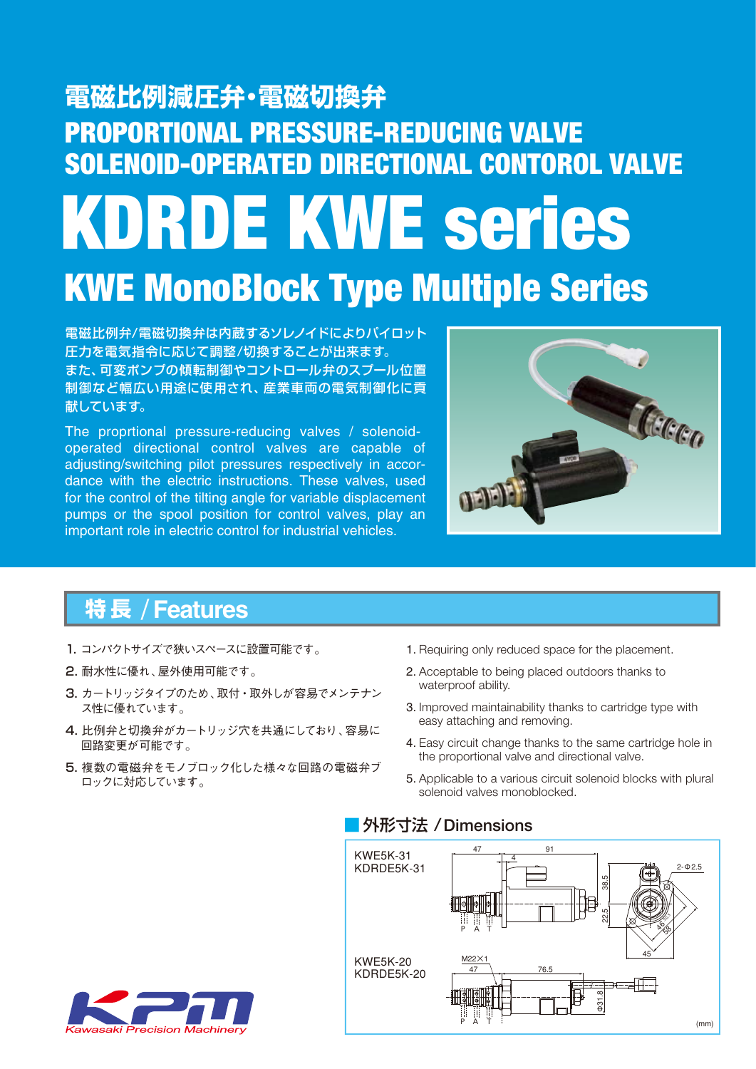# 電磁比例減圧弁・電磁切換弁

# PROPORTIONAL PRESSURE-REDUCING VALVE
# SOLENOID-OPERATED DIRECTIONAL CONTOROL VALVE

# KDRDE KWE series

## KWE MonoBlock Type Multiple Series

電磁比例弁/電磁切換弁は内蔵するソレノイドによりパイロット圧力を電気指令に応じて調整/切換することが出来ます。
また、可変ポンプの傾転制御やコントロール弁のスプール位置制御など幅広い用途に使用され、産業車両の電気制御化に貢献しています。

The proprtional pressure-reducing valves / solenoid-operated directional control valves are capable of adjusting/switching pilot pressures respectively in accordance with the electric instructions. These valves, used for the control of the tilting angle for variable displacement pumps or the spool position for control valves, play an important role in electric control for industrial vehicles.

## 特長 / Features

1. コンパクトサイズで狭いスペースに設置可能です。
2. 耐水性に優れ、屋外使用可能です。
3. カートリッジタイプのため、取付・取外しが容易でメンテナンス性に優れています。
4. 比例弁と切換弁がカートリッジ穴を共通にしており、容易に回路変更が可能です。
5. 複数の電磁弁をモノブロック化した様々な回路の電磁弁ブロックに対応しています。

1. Requiring only reduced space for the placement.
2. Acceptable to being placed outdoors thanks to waterproof ability.
3. Improved maintainability thanks to cartridge type with easy attaching and removing.
4. Easy circuit change thanks to the same cartridge hole in the proportional valve and directional valve.
5. Applicable to a various circuit solenoid blocks with plural solenoid valves monoblocked.

## 外形寸法 / Dimensions

KWE5K-31
KDRDE5K-31

KWE5K-20
KDRDE5K-20

(mm)

Kawasaki Precision Machinery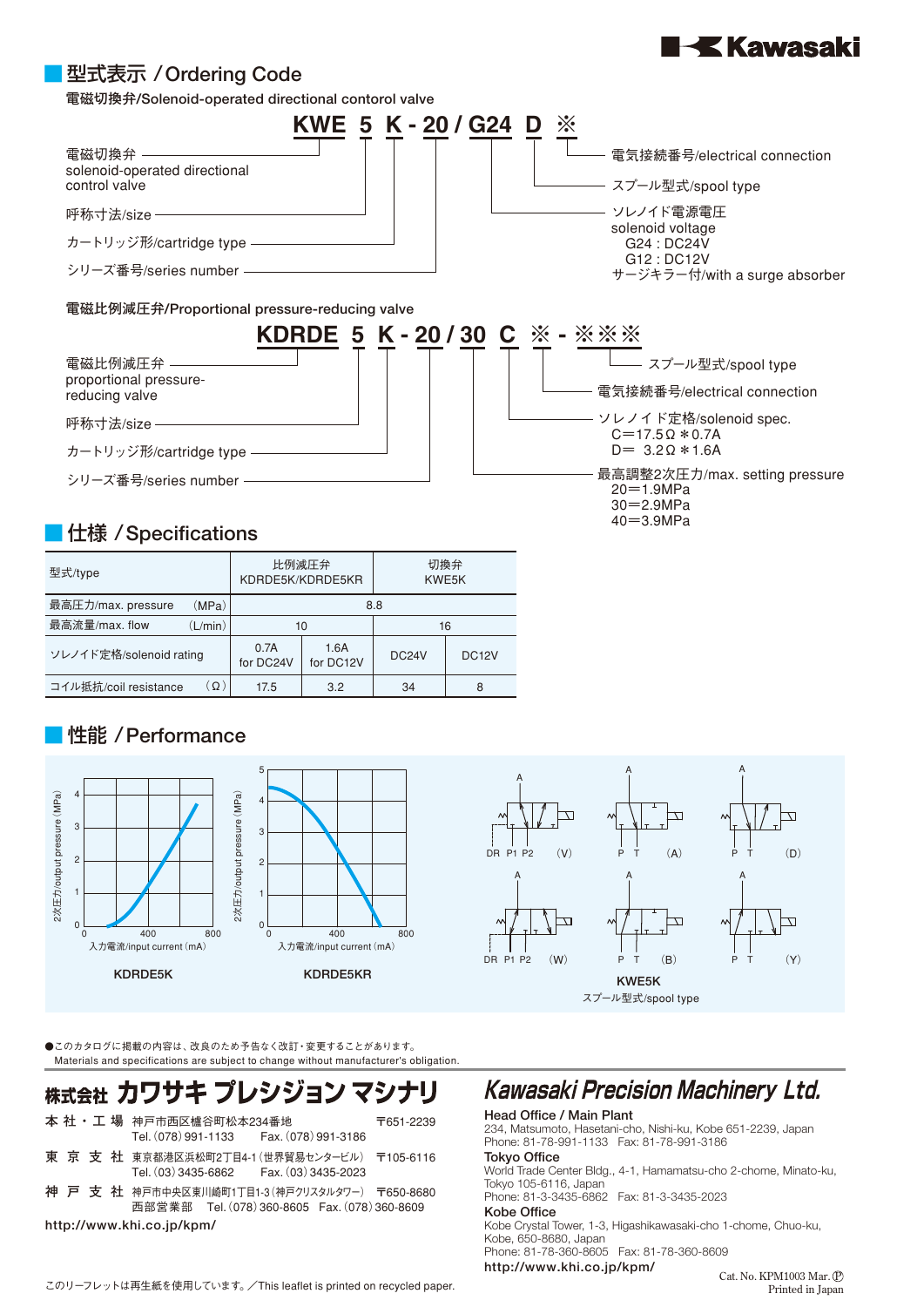Kawasaki

## 型式表示 / Ordering Code

### 電磁切換弁/Solenoid-operated directional contorol valve

**KWE 5 K - 20 / G24 D ※**

- 電磁切換弁 solenoid-operated directional control valve
- 呼称寸法/size
- カートリッジ形/cartridge type
- シリーズ番号/series number
- 電気接続番号/electrical connection
- スプール型式/spool type
- ソレノイド電源電圧 solenoid voltage
  - G24 : DC24V
  - G12 : DC12V
  - サージキラー付/with a surge absorber

### 電磁比例減圧弁/Proportional pressure-reducing valve

**KDRDE 5 K - 20 / 30 C ※ - ※※※**

- 電磁比例減圧弁 proportional pressure-reducing valve
- 呼称寸法/size
- カートリッジ形/cartridge type
- シリーズ番号/series number
- スプール型式/spool type
- 電気接続番号/electrical connection
- ソレノイド定格/solenoid spec.
  - C＝17.5Ω ＊0.7A
  - D＝ 3.2Ω ＊1.6A
- 最高調整2次圧力/max. setting pressure
  - 20＝1.9MPa
  - 30＝2.9MPa
  - 40＝3.9MPa

## 仕様 / Specifications

| 型式/type | 比例減圧弁 KDRDE5K/KDRDE5KR | | 切換弁 KWE5K | |
|---|---|---|---|---|
| 最高圧力/max. pressure (MPa) | 8.8 | | | |
| 最高流量/max. flow (L/min) | 10 | | 16 | |
| ソレノイド定格/solenoid rating | 0.7A for DC24V | 1.6A for DC12V | DC24V | DC12V |
| コイル抵抗/coil resistance (Ω) | 17.5 | 3.2 | 34 | 8 |

## 性能 / Performance

2次圧力/output pressure (MPa)
0 1 2 3 4
0 400 800
入力電流/input current (mA)
KDRDE5K

2次圧力/output pressure (MPa)
0 1 2 3 4 5
0 400 800
入力電流/input current (mA)
KDRDE5KR

A
DR P1 P2 (V)
A
P T (A)
A
P T (D)
A
DR P1 P2 (W)
A
P T (B)
A
P T (Y)

KWE5K
スプール型式/spool type

●このカタログに掲載の内容は、改良のため予告なく改訂・変更することがあります。
Materials and specifications are subject to change without manufacturer's obligation.

## 株式会社 カワサキ プレシジョン マシナリ

**本社・工場** 神戸市西区櫨谷町松本234番地 〒651-2239
Tel.(078)991-1133 Fax.(078)991-3186

**東京支社** 東京都港区浜松町2丁目4-1(世界貿易センタービル) 〒105-6116
Tel.(03)3435-6862 Fax.(03)3435-2023

**神戸支社** 神戸市中央区東川崎町1丁目1-3(神戸クリスタルタワー) 〒650-8680
西部営業部 Tel.(078)360-8605 Fax.(078)360-8609

http://www.khi.co.jp/kpm/

## Kawasaki Precision Machinery Ltd.

**Head Office / Main Plant**
234, Matsumoto, Hasetani-cho, Nishi-ku, Kobe 651-2239, Japan
Phone: 81-78-991-1133 Fax: 81-78-991-3186

**Tokyo Office**
World Trade Center Bldg., 4-1, Hamamatsu-cho 2-chome, Minato-ku, Tokyo 105-6116, Japan
Phone: 81-3-3435-6862 Fax: 81-3-3435-2023

**Kobe Office**
Kobe Crystal Tower, 1-3, Higashikawasaki-cho 1-chome, Chuo-ku, Kobe, 650-8680, Japan
Phone: 81-78-360-8605 Fax: 81-78-360-8609

http://www.khi.co.jp/kpm/

このリーフレットは再生紙を使用しています。/This leaflet is printed on recycled paper.

Cat. No. KPM1003 Mar. Ⓟ
Printed in Japan